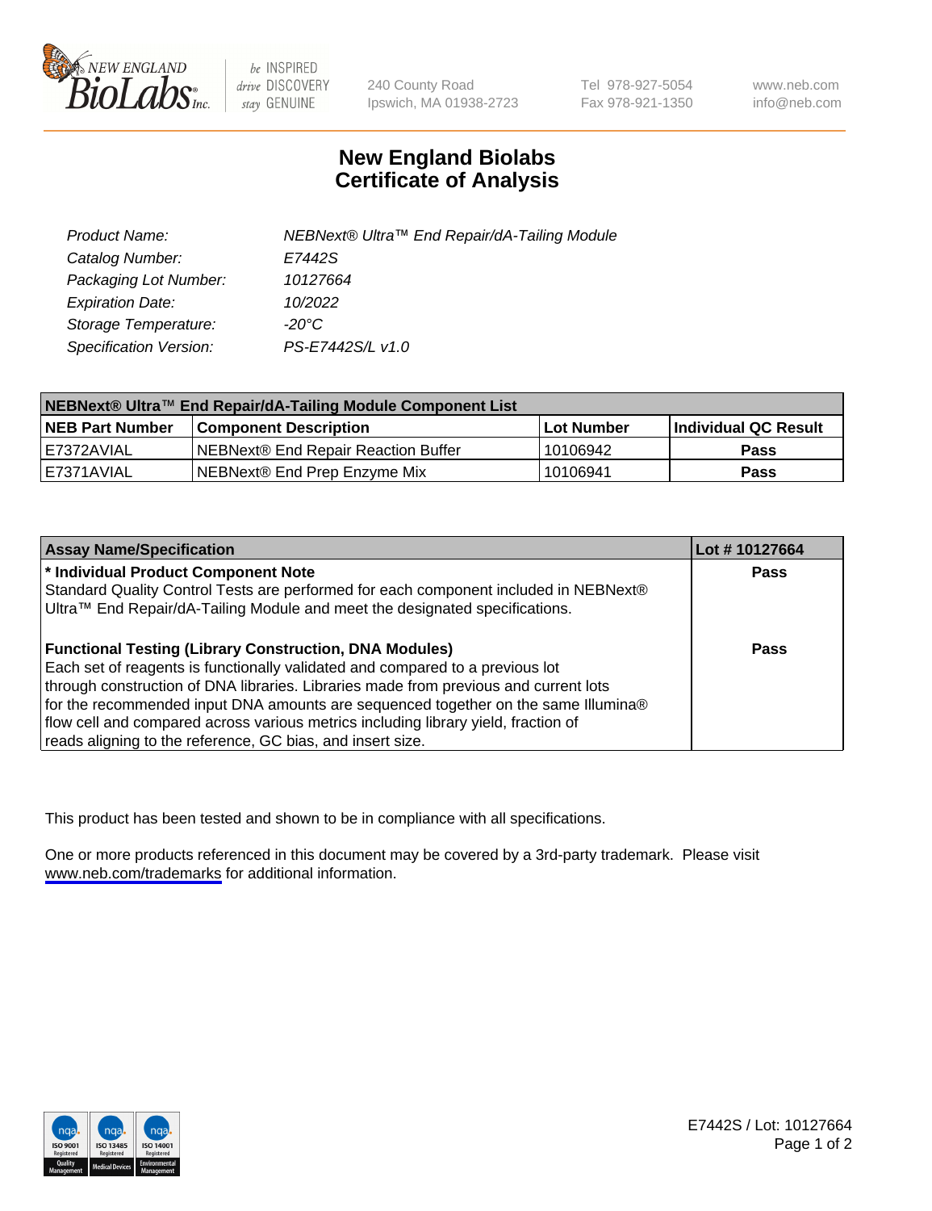240 County Road
Ipswich, MA 01938-2723

Tel 978-927-5054
Fax 978-921-1350

www.neb.com
info@neb.com

# New England Biolabs
# Certificate of Analysis

| | |
|---|---|
| *Product Name:* | *NEBNext® Ultra™ End Repair/dA-Tailing Module* |
| *Catalog Number:* | *E7442S* |
| *Packaging Lot Number:* | *10127664* |
| *Expiration Date:* | *10/2022* |
| *Storage Temperature:* | *-20°C* |
| *Specification Version:* | *PS-E7442S/L v1.0* |

| NEBNext® Ultra™ End Repair/dA-Tailing Module Component List | | | |
|---|---|---|---|
| **NEB Part Number** | **Component Description** | **Lot Number** | **Individual QC Result** |
| E7372AVIAL | NEBNext® End Repair Reaction Buffer | 10106942 | **Pass** |
| E7371AVIAL | NEBNext® End Prep Enzyme Mix | 10106941 | **Pass** |

| Assay Name/Specification | Lot # 10127664 |
|---|---|
| **\* Individual Product Component Note**<br>Standard Quality Control Tests are performed for each component included in NEBNext® Ultra™ End Repair/dA-Tailing Module and meet the designated specifications. | **Pass** |
| **Functional Testing (Library Construction, DNA Modules)**<br>Each set of reagents is functionally validated and compared to a previous lot through construction of DNA libraries. Libraries made from previous and current lots for the recommended input DNA amounts are sequenced together on the same Illumina® flow cell and compared across various metrics including library yield, fraction of reads aligning to the reference, GC bias, and insert size. | **Pass** |

This product has been tested and shown to be in compliance with all specifications.

One or more products referenced in this document may be covered by a 3rd-party trademark. Please visit www.neb.com/trademarks for additional information.

E7442S / Lot: 10127664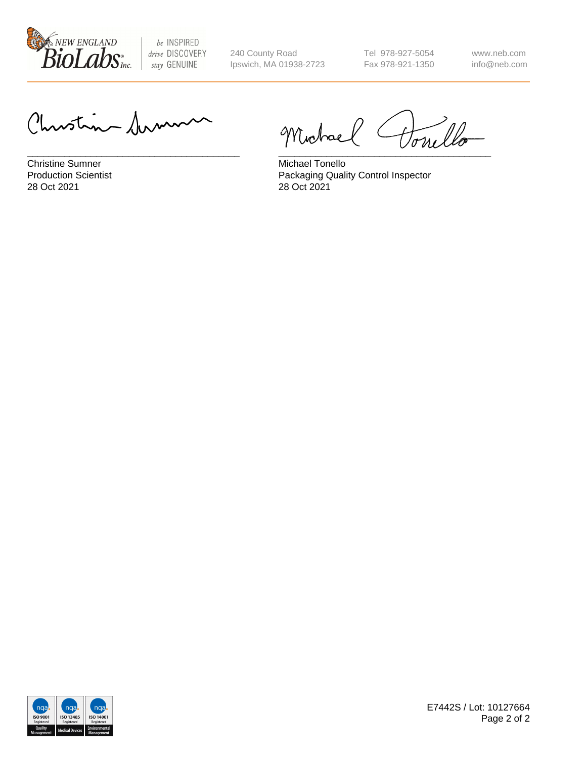240 County Road
Ipswich, MA 01938-2723

Tel 978-927-5054
Fax 978-921-1350

www.neb.com
info@neb.com

Christine Sumner
Production Scientist
28 Oct 2021

Michael Tonello
Packaging Quality Control Inspector
28 Oct 2021

E7442S / Lot: 10127664